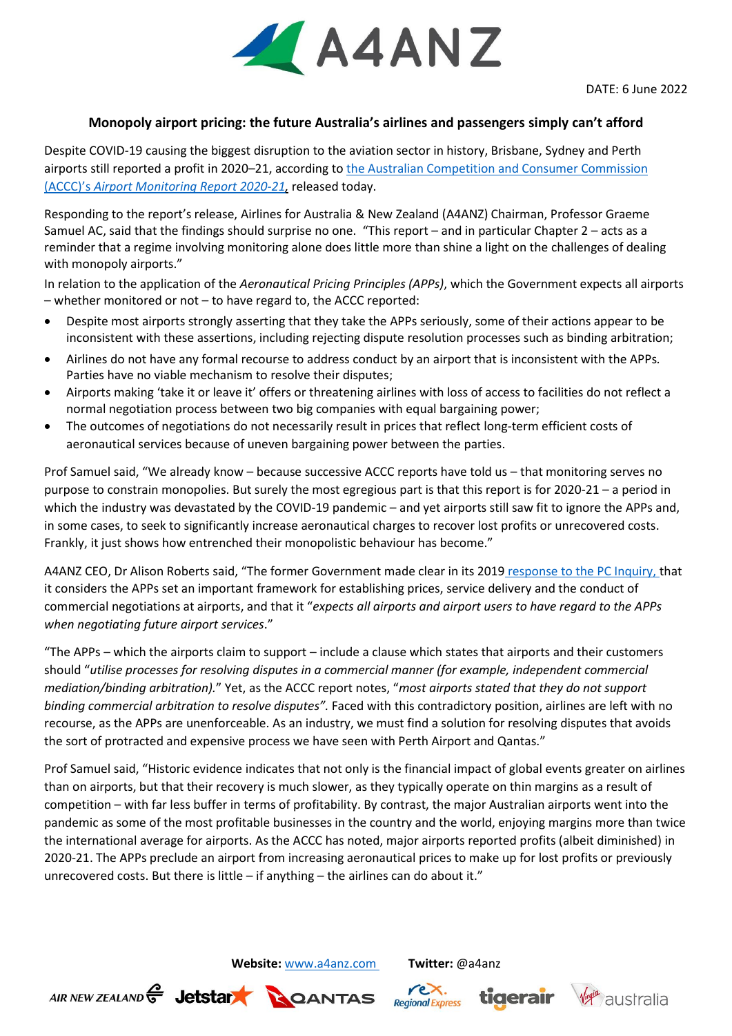# A4ANZ

DATE: 6 June 2022

## Monopoly airport pricing: the future Australia's airlines and passengers simply can't afford

Despite COVID-19 causing the biggest disruption to the aviation sector in history, Brisbane, Sydney and Perth airports still reported a profit in 2020–21, according to [the Australian Competition and Consumer Commission (ACCC)'s *Airport Monitoring Report 2020-21*,](#) released today.

Responding to the report's release, Airlines for Australia & New Zealand (A4ANZ) Chairman, Professor Graeme Samuel AC, said that the findings should surprise no one. "This report – and in particular Chapter 2 – acts as a reminder that a regime involving monitoring alone does little more than shine a light on the challenges of dealing with monopoly airports."

In relation to the application of the *Aeronautical Pricing Principles (APPs)*, which the Government expects all airports – whether monitored or not – to have regard to, the ACCC reported:

- Despite most airports strongly asserting that they take the APPs seriously, some of their actions appear to be inconsistent with these assertions, including rejecting dispute resolution processes such as binding arbitration;
- Airlines do not have any formal recourse to address conduct by an airport that is inconsistent with the APPs. Parties have no viable mechanism to resolve their disputes;
- Airports making 'take it or leave it' offers or threatening airlines with loss of access to facilities do not reflect a normal negotiation process between two big companies with equal bargaining power;
- The outcomes of negotiations do not necessarily result in prices that reflect long-term efficient costs of aeronautical services because of uneven bargaining power between the parties.

Prof Samuel said, "We already know – because successive ACCC reports have told us – that monitoring serves no purpose to constrain monopolies. But surely the most egregious part is that this report is for 2020-21 – a period in which the industry was devastated by the COVID-19 pandemic – and yet airports still saw fit to ignore the APPs and, in some cases, to seek to significantly increase aeronautical charges to recover lost profits or unrecovered costs. Frankly, it just shows how entrenched their monopolistic behaviour has become."

A4ANZ CEO, Dr Alison Roberts said, "The former Government made clear in its 2019 [response to the PC Inquiry,](#) that it considers the APPs set an important framework for establishing prices, service delivery and the conduct of commercial negotiations at airports, and that it "*expects all airports and airport users to have regard to the APPs when negotiating future airport services*."

"The APPs – which the airports claim to support – include a clause which states that airports and their customers should "*utilise processes for resolving disputes in a commercial manner (for example, independent commercial mediation/binding arbitration).*" Yet, as the ACCC report notes, "*most airports stated that they do not support binding commercial arbitration to resolve disputes".* Faced with this contradictory position, airlines are left with no recourse, as the APPs are unenforceable. As an industry, we must find a solution for resolving disputes that avoids the sort of protracted and expensive process we have seen with Perth Airport and Qantas."

Prof Samuel said, "Historic evidence indicates that not only is the financial impact of global events greater on airlines than on airports, but that their recovery is much slower, as they typically operate on thin margins as a result of competition – with far less buffer in terms of profitability. By contrast, the major Australian airports went into the pandemic as some of the most profitable businesses in the country and the world, enjoying margins more than twice the international average for airports. As the ACCC has noted, major airports reported profits (albeit diminished) in 2020-21. The APPs preclude an airport from increasing aeronautical prices to make up for lost profits or previously unrecovered costs. But there is little – if anything – the airlines can do about it."

**Website:** www.a4anz.com **Twitter:** @a4anz

AIR NEW ZEALAND Jetstar QANTAS rex Regional Express tigerair Virgin australia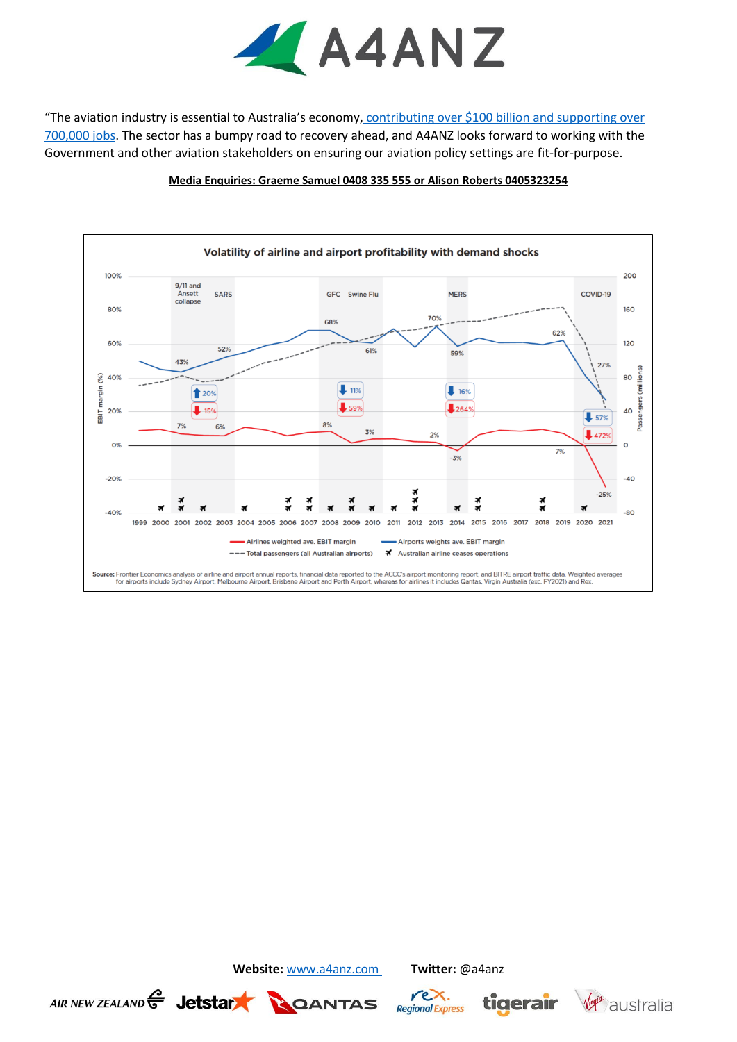# A4ANZ

"The aviation industry is essential to Australia's economy, contributing over $100 billion and supporting over 700,000 jobs. The sector has a bumpy road to recovery ahead, and A4ANZ looks forward to working with the Government and other aviation stakeholders on ensuring our aviation policy settings are fit-for-purpose.

**Media Enquiries: Graeme Samuel 0408 335 555 or Alison Roberts 0405323254**

Volatility of airline and airport profitability with demand shocks

9/11 and Ansett collapse
SARS
GFC
Swine Flu
MERS
COVID-19

EBIT margin (%)
100%
80%
60%
40%
20%
0%
-20%
-40%

Passengers (millions)
200
160
120
80
40
0
-40
-80

43%
52%
68%
61%
70%
59%
62%
27%
7%
6%
8%
3%
2%
-3%
7%
-25%
20%
15%
11%
59%
16%
264%
57%
472%

1999 2000 2001 2002 2003 2004 2005 2006 2007 2008 2009 2010 2011 2012 2013 2014 2015 2016 2017 2018 2019 2020 2021

Airlines weighted ave. EBIT margin
Airports weights ave. EBIT margin
Total passengers (all Australian airports)
Australian airline ceases operations

**Source:** Frontier Economics analysis of airline and airport annual reports, financial data reported to the ACCC's airport monitoring report, and BITRE airport traffic data. Weighted averages for airports include Sydney Airport, Melbourne Airport, Brisbane Airport and Perth Airport, whereas for airlines it includes Qantas, Virgin Australia (exc. FY2021) and Rex.

**Website:** www.a4anz.com **Twitter:** @a4anz

AIR NEW ZEALAND Jetstar QANTAS rex Regional Express tigerair Virgin australia